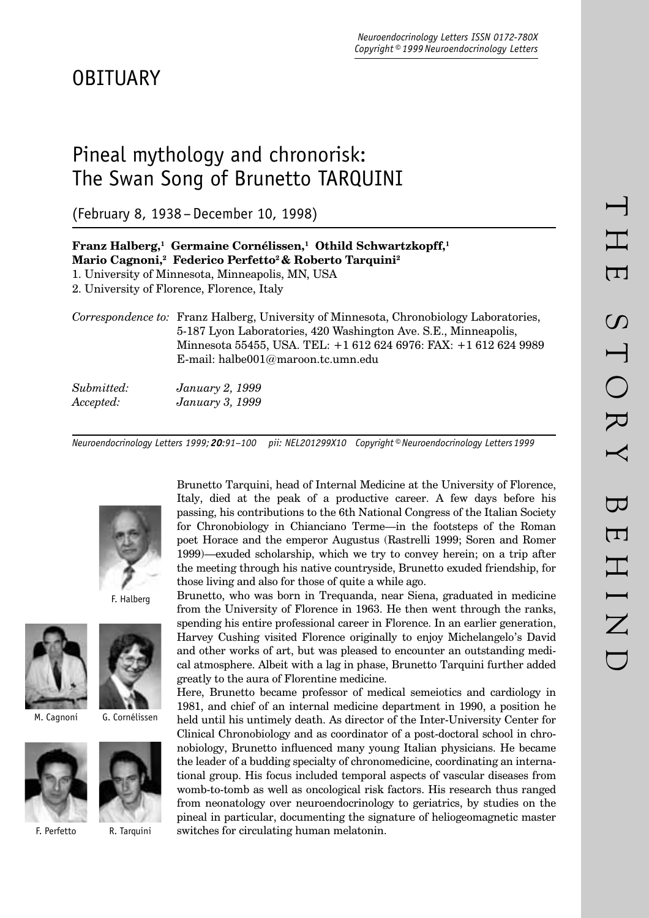# OBITUARY

# Pineal mythology and chronorisk: The Swan Song of Brunetto TARQUINI

(February 8, 1938 – December 10, 1998)

**Franz Halberg,[1] Germaine Cornélissen,[1] Othild Schwartzkopff,[1] Mario Cagnoni,[2] Federico Perfetto[2] & Roberto Tarquini[2]**

1. University of Minnesota, Minneapolis, MN, USA
2. University of Florence, Florence, Italy

*Correspondence to:* Franz Halberg, University of Minnesota, Chronobiology Laboratories, 5-187 Lyon Laboratories, 420 Washington Ave. S.E., Minneapolis, Minnesota 55455, USA. TEL: +1 612 624 6976: FAX: +1 612 624 9989 E-mail: halbe001@maroon.tc.umn.edu

*Submitted:* *January 2, 1999*
*Accepted:* *January 3, 1999*

*Neuroendocrinology Letters 1999; **20**:91–100 pii: NEL201299X10 Copyright © Neuroendocrinology Letters 1999*

F. Halberg

M. Cagnoni G. Cornélissen

F. Perfetto R. Tarquini

Brunetto Tarquini, head of Internal Medicine at the University of Florence, Italy, died at the peak of a productive career. A few days before his passing, his contributions to the 6th National Congress of the Italian Society for Chronobiology in Chianciano Terme—in the footsteps of the Roman poet Horace and the emperor Augustus (Rastrelli 1999; Soren and Romer 1999)—exuded scholarship, which we try to convey herein; on a trip after the meeting through his native countryside, Brunetto exuded friendship, for those living and also for those of quite a while ago.

Brunetto, who was born in Trequanda, near Siena, graduated in medicine from the University of Florence in 1963. He then went through the ranks, spending his entire professional career in Florence. In an earlier generation, Harvey Cushing visited Florence originally to enjoy Michelangelo's David and other works of art, but was pleased to encounter an outstanding medical atmosphere. Albeit with a lag in phase, Brunetto Tarquini further added greatly to the aura of Florentine medicine.

Here, Brunetto became professor of medical semeiotics and cardiology in 1981, and chief of an internal medicine department in 1990, a position he held until his untimely death. As director of the Inter-University Center for Clinical Chronobiology and as coordinator of a post-doctoral school in chronobiology, Brunetto influenced many young Italian physicians. He became the leader of a budding specialty of chronomedicine, coordinating an international group. His focus included temporal aspects of vascular diseases from womb-to-tomb as well as oncological risk factors. His research thus ranged from neonatology over neuroendocrinology to geriatrics, by studies on the pineal in particular, documenting the signature of heliogeomagnetic master switches for circulating human melatonin.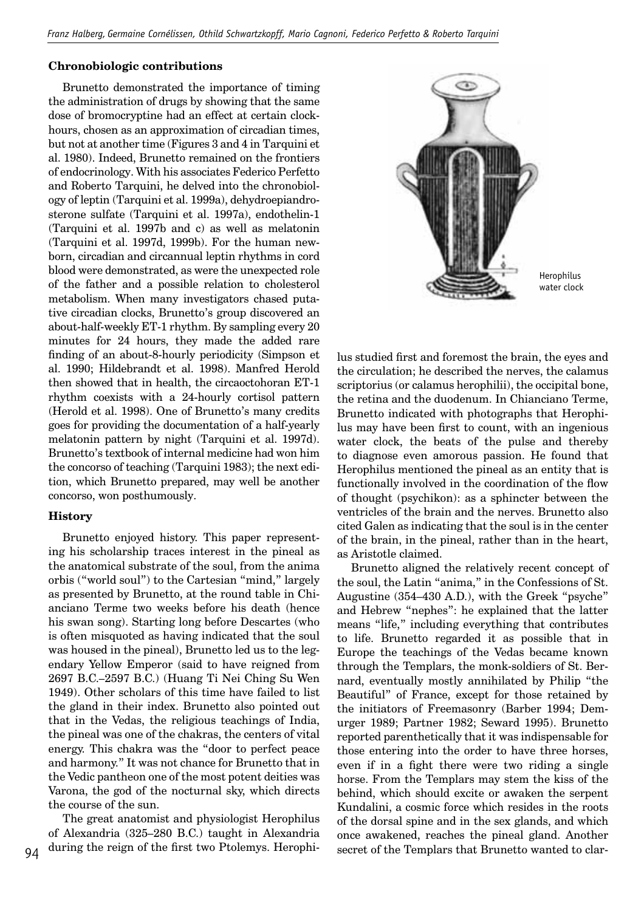### Chronobiologic contributions

Brunetto demonstrated the importance of timing the administration of drugs by showing that the same dose of bromocryptine had an effect at certain clock-hours, chosen as an approximation of circadian times, but not at another time (Figures 3 and 4 in Tarquini et al. 1980). Indeed, Brunetto remained on the frontiers of endocrinology. With his associates Federico Perfetto and Roberto Tarquini, he delved into the chronobiology of leptin (Tarquini et al. 1999a), dehydroepiandrosterone sulfate (Tarquini et al. 1997a), endothelin-1 (Tarquini et al. 1997b and c) as well as melatonin (Tarquini et al. 1997d, 1999b). For the human newborn, circadian and circannual leptin rhythms in cord blood were demonstrated, as were the unexpected role of the father and a possible relation to cholesterol metabolism. When many investigators chased putative circadian clocks, Brunetto's group discovered an about-half-weekly ET-1 rhythm. By sampling every 20 minutes for 24 hours, they made the added rare finding of an about-8-hourly periodicity (Simpson et al. 1990; Hildebrandt et al. 1998). Manfred Herold then showed that in health, the circaoctohoran ET-1 rhythm coexists with a 24-hourly cortisol pattern (Herold et al. 1998). One of Brunetto's many credits goes for providing the documentation of a half-yearly melatonin pattern by night (Tarquini et al. 1997d). Brunetto's textbook of internal medicine had won him the concorso of teaching (Tarquini 1983); the next edition, which Brunetto prepared, may well be another concorso, won posthumously.

### History

Brunetto enjoyed history. This paper representing his scholarship traces interest in the pineal as the anatomical substrate of the soul, from the anima orbis ("world soul") to the Cartesian "mind," largely as presented by Brunetto, at the round table in Chianciano Terme two weeks before his death (hence his swan song). Starting long before Descartes (who is often misquoted as having indicated that the soul was housed in the pineal), Brunetto led us to the legendary Yellow Emperor (said to have reigned from 2697 B.C.–2597 B.C.) (Huang Ti Nei Ching Su Wen 1949). Other scholars of this time have failed to list the gland in their index. Brunetto also pointed out that in the Vedas, the religious teachings of India, the pineal was one of the chakras, the centers of vital energy. This chakra was the "door to perfect peace and harmony." It was not chance for Brunetto that in the Vedic pantheon one of the most potent deities was Varona, the god of the nocturnal sky, which directs the course of the sun.

The great anatomist and physiologist Herophilus of Alexandria (325–280 B.C.) taught in Alexandria during the reign of the first two Ptolemys. Herophilus studied first and foremost the brain, the eyes and the circulation; he described the nerves, the calamus scriptorius (or calamus herophilii), the occipital bone, the retina and the duodenum. In Chianciano Terme, Brunetto indicated with photographs that Herophilus may have been first to count, with an ingenious water clock, the beats of the pulse and thereby to diagnose even amorous passion. He found that Herophilus mentioned the pineal as an entity that is functionally involved in the coordination of the flow of thought (psychikon): as a sphincter between the ventricles of the brain and the nerves. Brunetto also cited Galen as indicating that the soul is in the center of the brain, in the pineal, rather than in the heart, as Aristotle claimed.

Herophilus water clock

Brunetto aligned the relatively recent concept of the soul, the Latin "anima," in the Confessions of St. Augustine (354–430 A.D.), with the Greek "psyche" and Hebrew "nephes": he explained that the latter means "life," including everything that contributes to life. Brunetto regarded it as possible that in Europe the teachings of the Vedas became known through the Templars, the monk-soldiers of St. Bernard, eventually mostly annihilated by Philip "the Beautiful" of France, except for those retained by the initiators of Freemasonry (Barber 1994; Demurger 1989; Partner 1982; Seward 1995). Brunetto reported parenthetically that it was indispensable for those entering into the order to have three horses, even if in a fight there were two riding a single horse. From the Templars may stem the kiss of the behind, which should excite or awaken the serpent Kundalini, a cosmic force which resides in the roots of the dorsal spine and in the sex glands, and which once awakened, reaches the pineal gland. Another secret of the Templars that Brunetto wanted to clar-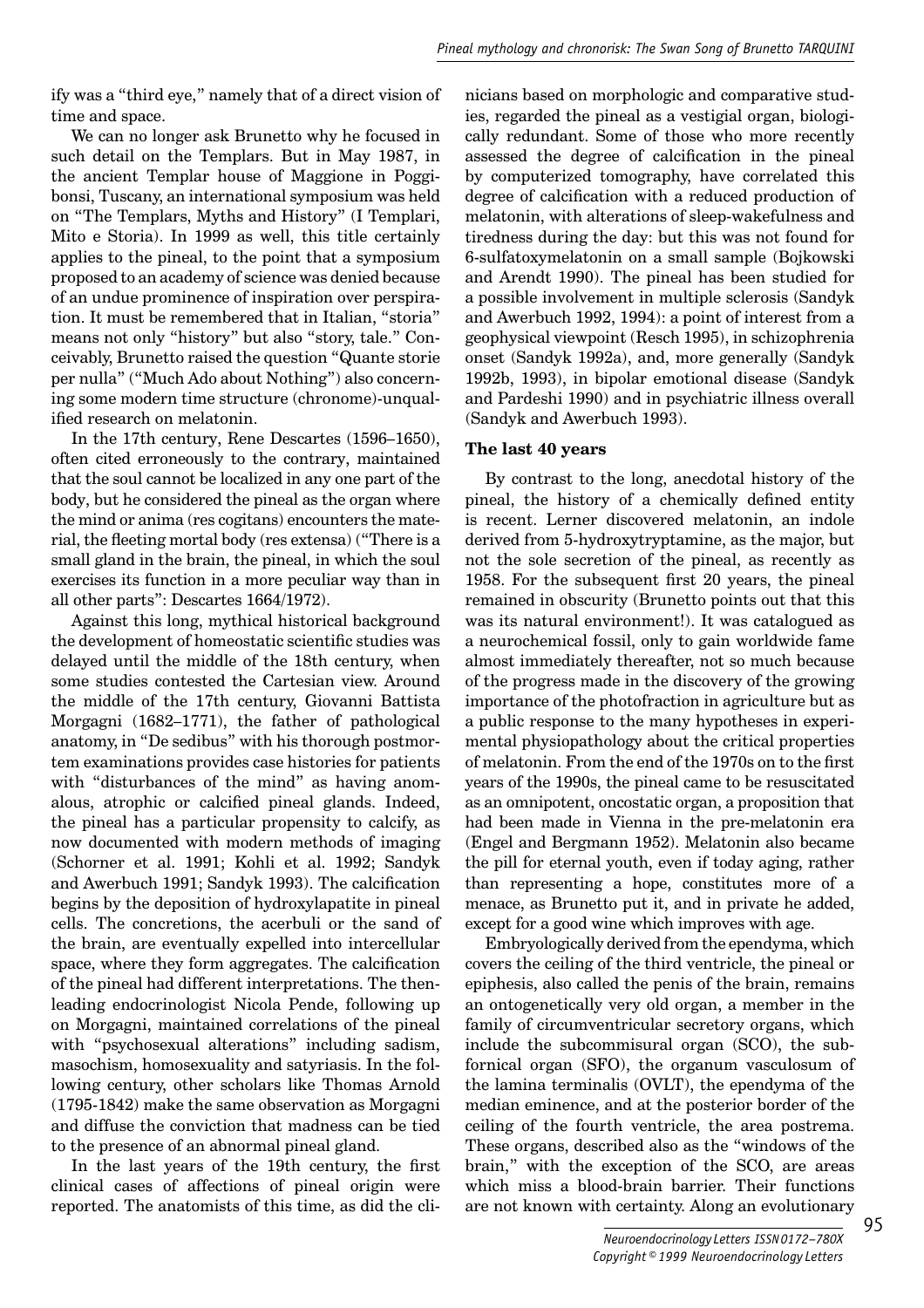ify was a "third eye," namely that of a direct vision of time and space.

We can no longer ask Brunetto why he focused in such detail on the Templars. But in May 1987, in the ancient Templar house of Maggione in Poggibonsi, Tuscany, an international symposium was held on "The Templars, Myths and History" (I Templari, Mito e Storia). In 1999 as well, this title certainly applies to the pineal, to the point that a symposium proposed to an academy of science was denied because of an undue prominence of inspiration over perspiration. It must be remembered that in Italian, "storia" means not only "history" but also "story, tale." Conceivably, Brunetto raised the question "Quante storie per nulla" ("Much Ado about Nothing") also concerning some modern time structure (chronome)-unqualified research on melatonin.

In the 17th century, Rene Descartes (1596–1650), often cited erroneously to the contrary, maintained that the soul cannot be localized in any one part of the body, but he considered the pineal as the organ where the mind or anima (res cogitans) encounters the material, the fleeting mortal body (res extensa) ("There is a small gland in the brain, the pineal, in which the soul exercises its function in a more peculiar way than in all other parts": Descartes 1664/1972).

Against this long, mythical historical background the development of homeostatic scientific studies was delayed until the middle of the 18th century, when some studies contested the Cartesian view. Around the middle of the 17th century, Giovanni Battista Morgagni (1682–1771), the father of pathological anatomy, in "De sedibus" with his thorough postmortem examinations provides case histories for patients with "disturbances of the mind" as having anomalous, atrophic or calcified pineal glands. Indeed, the pineal has a particular propensity to calcify, as now documented with modern methods of imaging (Schorner et al. 1991; Kohli et al. 1992; Sandyk and Awerbuch 1991; Sandyk 1993). The calcification begins by the deposition of hydroxylapatite in pineal cells. The concretions, the acerbuli or the sand of the brain, are eventually expelled into intercellular space, where they form aggregates. The calcification of the pineal had different interpretations. The then-leading endocrinologist Nicola Pende, following up on Morgagni, maintained correlations of the pineal with "psychosexual alterations" including sadism, masochism, homosexuality and satyriasis. In the following century, other scholars like Thomas Arnold (1795-1842) make the same observation as Morgagni and diffuse the conviction that madness can be tied to the presence of an abnormal pineal gland.

In the last years of the 19th century, the first clinical cases of affections of pineal origin were reported. The anatomists of this time, as did the clinicians based on morphologic and comparative studies, regarded the pineal as a vestigial organ, biologically redundant. Some of those who more recently assessed the degree of calcification in the pineal by computerized tomography, have correlated this degree of calcification with a reduced production of melatonin, with alterations of sleep-wakefulness and tiredness during the day: but this was not found for 6-sulfatoxymelatonin on a small sample (Bojkowski and Arendt 1990). The pineal has been studied for a possible involvement in multiple sclerosis (Sandyk and Awerbuch 1992, 1994): a point of interest from a geophysical viewpoint (Resch 1995), in schizophrenia onset (Sandyk 1992a), and, more generally (Sandyk 1992b, 1993), in bipolar emotional disease (Sandyk and Pardeshi 1990) and in psychiatric illness overall (Sandyk and Awerbuch 1993).

### The last 40 years

By contrast to the long, anecdotal history of the pineal, the history of a chemically defined entity is recent. Lerner discovered melatonin, an indole derived from 5-hydroxytryptamine, as the major, but not the sole secretion of the pineal, as recently as 1958. For the subsequent first 20 years, the pineal remained in obscurity (Brunetto points out that this was its natural environment!). It was catalogued as a neurochemical fossil, only to gain worldwide fame almost immediately thereafter, not so much because of the progress made in the discovery of the growing importance of the photofraction in agriculture but as a public response to the many hypotheses in experimental physiopathology about the critical properties of melatonin. From the end of the 1970s on to the first years of the 1990s, the pineal came to be resuscitated as an omnipotent, oncostatic organ, a proposition that had been made in Vienna in the pre-melatonin era (Engel and Bergmann 1952). Melatonin also became the pill for eternal youth, even if today aging, rather than representing a hope, constitutes more of a menace, as Brunetto put it, and in private he added, except for a good wine which improves with age.

Embryologically derived from the ependyma, which covers the ceiling of the third ventricle, the pineal or epiphesis, also called the penis of the brain, remains an ontogenetically very old organ, a member in the family of circumventricular secretory organs, which include the subcommisural organ (SCO), the subfornical organ (SFO), the organum vasculosum of the lamina terminalis (OVLT), the ependyma of the median eminence, and at the posterior border of the ceiling of the fourth ventricle, the area postrema. These organs, described also as the "windows of the brain," with the exception of the SCO, are areas which miss a blood-brain barrier. Their functions are not known with certainty. Along an evolutionary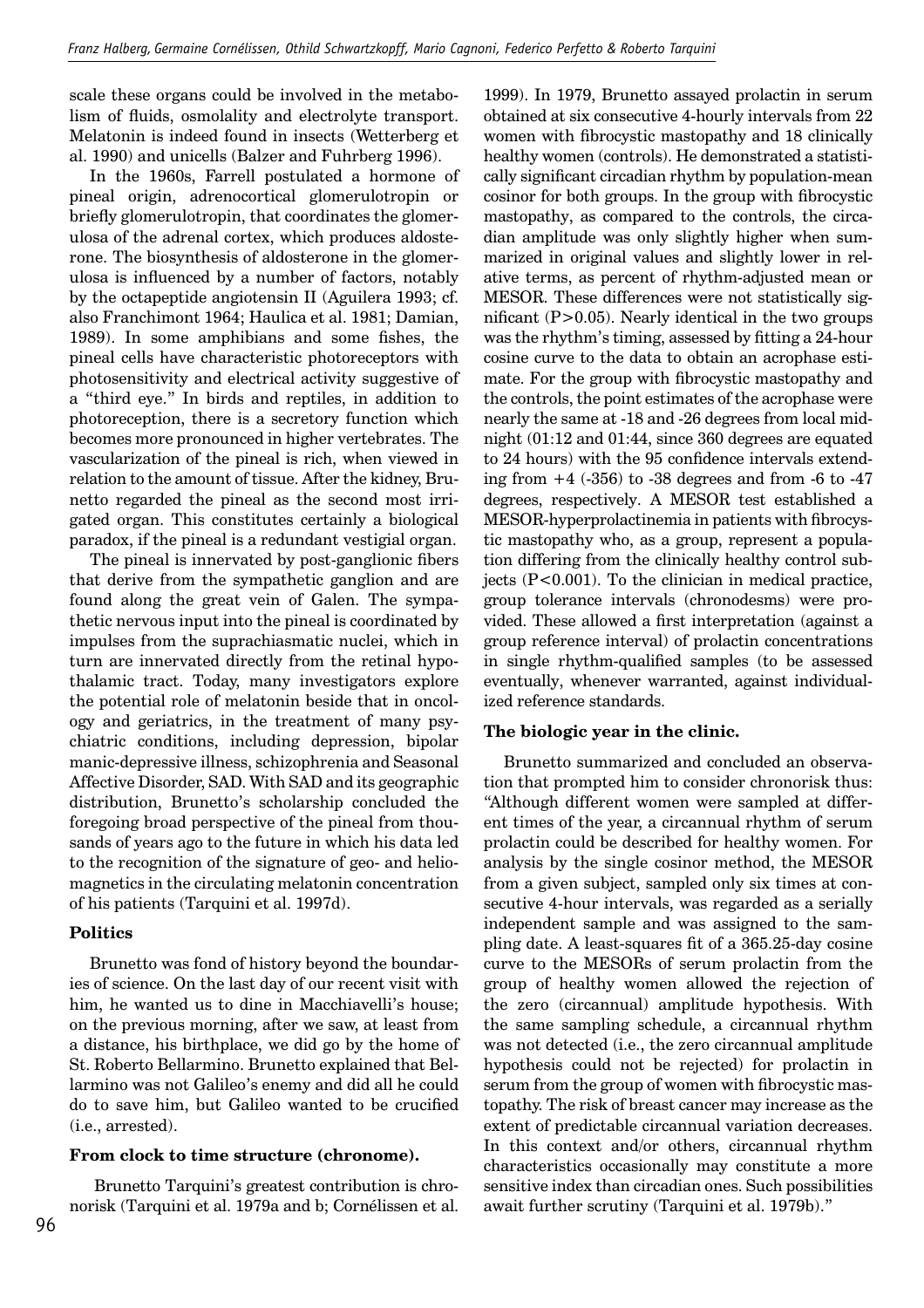scale these organs could be involved in the metabolism of fluids, osmolality and electrolyte transport. Melatonin is indeed found in insects (Wetterberg et al. 1990) and unicells (Balzer and Fuhrberg 1996).

In the 1960s, Farrell postulated a hormone of pineal origin, adrenocortical glomerulotropin or briefly glomerulotropin, that coordinates the glomerulosa of the adrenal cortex, which produces aldosterone. The biosynthesis of aldosterone in the glomerulosa is influenced by a number of factors, notably by the octapeptide angiotensin II (Aguilera 1993; cf. also Franchimont 1964; Haulica et al. 1981; Damian, 1989). In some amphibians and some fishes, the pineal cells have characteristic photoreceptors with photosensitivity and electrical activity suggestive of a "third eye." In birds and reptiles, in addition to photoreception, there is a secretory function which becomes more pronounced in higher vertebrates. The vascularization of the pineal is rich, when viewed in relation to the amount of tissue. After the kidney, Brunetto regarded the pineal as the second most irrigated organ. This constitutes certainly a biological paradox, if the pineal is a redundant vestigial organ.

The pineal is innervated by post-ganglionic fibers that derive from the sympathetic ganglion and are found along the great vein of Galen. The sympathetic nervous input into the pineal is coordinated by impulses from the suprachiasmatic nuclei, which in turn are innervated directly from the retinal hypothalamic tract. Today, many investigators explore the potential role of melatonin beside that in oncology and geriatrics, in the treatment of many psychiatric conditions, including depression, bipolar manic-depressive illness, schizophrenia and Seasonal Affective Disorder, SAD. With SAD and its geographic distribution, Brunetto's scholarship concluded the foregoing broad perspective of the pineal from thousands of years ago to the future in which his data led to the recognition of the signature of geo- and heliomagnetics in the circulating melatonin concentration of his patients (Tarquini et al. 1997d).

### Politics

Brunetto was fond of history beyond the boundaries of science. On the last day of our recent visit with him, he wanted us to dine in Macchiavelli's house; on the previous morning, after we saw, at least from a distance, his birthplace, we did go by the home of St. Roberto Bellarmino. Brunetto explained that Bellarmino was not Galileo's enemy and did all he could do to save him, but Galileo wanted to be crucified (i.e., arrested).

### From clock to time structure (chronome).

Brunetto Tarquini's greatest contribution is chronorisk (Tarquini et al. 1979a and b; Cornélissen et al. 1999). In 1979, Brunetto assayed prolactin in serum obtained at six consecutive 4-hourly intervals from 22 women with fibrocystic mastopathy and 18 clinically healthy women (controls). He demonstrated a statistically significant circadian rhythm by population-mean cosinor for both groups. In the group with fibrocystic mastopathy, as compared to the controls, the circadian amplitude was only slightly higher when summarized in original values and slightly lower in relative terms, as percent of rhythm-adjusted mean or MESOR. These differences were not statistically significant ($P>0.05$). Nearly identical in the two groups was the rhythm's timing, assessed by fitting a 24-hour cosine curve to the data to obtain an acrophase estimate. For the group with fibrocystic mastopathy and the controls, the point estimates of the acrophase were nearly the same at -18 and -26 degrees from local midnight (01:12 and 01:44, since 360 degrees are equated to 24 hours) with the 95 confidence intervals extending from +4 (-356) to -38 degrees and from -6 to -47 degrees, respectively. A MESOR test established a MESOR-hyperprolactinemia in patients with fibrocystic mastopathy who, as a group, represent a population differing from the clinically healthy control subjects ($P<0.001$). To the clinician in medical practice, group tolerance intervals (chronodesms) were provided. These allowed a first interpretation (against a group reference interval) of prolactin concentrations in single rhythm-qualified samples (to be assessed eventually, whenever warranted, against individualized reference standards.

### The biologic year in the clinic.

Brunetto summarized and concluded an observation that prompted him to consider chronorisk thus: "Although different women were sampled at different times of the year, a circannual rhythm of serum prolactin could be described for healthy women. For analysis by the single cosinor method, the MESOR from a given subject, sampled only six times at consecutive 4-hour intervals, was regarded as a serially independent sample and was assigned to the sampling date. A least-squares fit of a 365.25-day cosine curve to the MESORs of serum prolactin from the group of healthy women allowed the rejection of the zero (circannual) amplitude hypothesis. With the same sampling schedule, a circannual rhythm was not detected (i.e., the zero circannual amplitude hypothesis could not be rejected) for prolactin in serum from the group of women with fibrocystic mastopathy. The risk of breast cancer may increase as the extent of predictable circannual variation decreases. In this context and/or others, circannual rhythm characteristics occasionally may constitute a more sensitive index than circadian ones. Such possibilities await further scrutiny (Tarquini et al. 1979b)."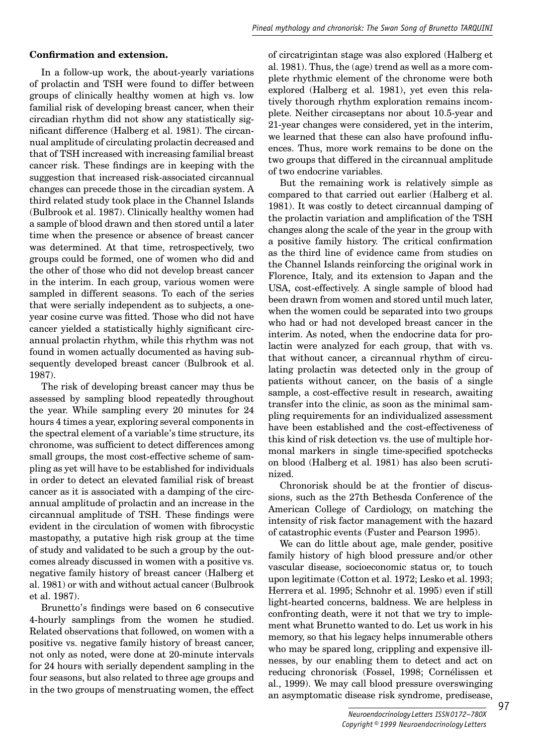**Confirmation and extension.**

In a follow-up work, the about-yearly variations of prolactin and TSH were found to differ between groups of clinically healthy women at high vs. low familial risk of developing breast cancer, when their circadian rhythm did not show any statistically significant difference (Halberg et al. 1981). The circannual amplitude of circulating prolactin decreased and that of TSH increased with increasing familial breast cancer risk. These findings are in keeping with the suggestion that increased risk-associated circannual changes can precede those in the circadian system. A third related study took place in the Channel Islands (Bulbrook et al. 1987). Clinically healthy women had a sample of blood drawn and then stored until a later time when the presence or absence of breast cancer was determined. At that time, retrospectively, two groups could be formed, one of women who did and the other of those who did not develop breast cancer in the interim. In each group, various women were sampled in different seasons. To each of the series that were serially independent as to subjects, a one-year cosine curve was fitted. Those who did not have cancer yielded a statistically highly significant circannual prolactin rhythm, while this rhythm was not found in women actually documented as having subsequently developed breast cancer (Bulbrook et al. 1987).

The risk of developing breast cancer may thus be assessed by sampling blood repeatedly throughout the year. While sampling every 20 minutes for 24 hours 4 times a year, exploring several components in the spectral element of a variable's time structure, its chronome, was sufficient to detect differences among small groups, the most cost-effective scheme of sampling as yet will have to be established for individuals in order to detect an elevated familial risk of breast cancer as it is associated with a damping of the circannual amplitude of prolactin and an increase in the circannual amplitude of TSH. These findings were evident in the circulation of women with fibrocystic mastopathy, a putative high risk group at the time of study and validated to be such a group by the outcomes already discussed in women with a positive vs. negative family history of breast cancer (Halberg et al. 1981) or with and without actual cancer (Bulbrook et al. 1987).

Brunetto's findings were based on 6 consecutive 4-hourly samplings from the women he studied. Related observations that followed, on women with a positive vs. negative family history of breast cancer, not only as noted, were done at 20-minute intervals for 24 hours with serially dependent sampling in the four seasons, but also related to three age groups and in the two groups of menstruating women, the effect of circatrigintan stage was also explored (Halberg et al. 1981). Thus, the (age) trend as well as a more complete rhythmic element of the chronome were both explored (Halberg et al. 1981), yet even this relatively thorough rhythm exploration remains incomplete. Neither circaseptans nor about 10.5-year and 21-year changes were considered, yet in the interim, we learned that these can also have profound influences. Thus, more work remains to be done on the two groups that differed in the circannual amplitude of two endocrine variables.

But the remaining work is relatively simple as compared to that carried out earlier (Halberg et al. 1981). It was costly to detect circannual damping of the prolactin variation and amplification of the TSH changes along the scale of the year in the group with a positive family history. The critical confirmation as the third line of evidence came from studies on the Channel Islands reinforcing the original work in Florence, Italy, and its extension to Japan and the USA, cost-effectively. A single sample of blood had been drawn from women and stored until much later, when the women could be separated into two groups who had or had not developed breast cancer in the interim. As noted, when the endocrine data for prolactin were analyzed for each group, that with vs. that without cancer, a circannual rhythm of circulating prolactin was detected only in the group of patients without cancer, on the basis of a single sample, a cost-effective result in research, awaiting transfer into the clinic, as soon as the minimal sampling requirements for an individualized assessment have been established and the cost-effectiveness of this kind of risk detection vs. the use of multiple hormonal markers in single time-specified spotchecks on blood (Halberg et al. 1981) has also been scrutinized.

Chronorisk should be at the frontier of discussions, such as the 27th Bethesda Conference of the American College of Cardiology, on matching the intensity of risk factor management with the hazard of catastrophic events (Fuster and Pearson 1995).

We can do little about age, male gender, positive family history of high blood pressure and/or other vascular disease, socioeconomic status or, to touch upon legitimate (Cotton et al. 1972; Lesko et al. 1993; Herrera et al. 1995; Schnohr et al. 1995) even if still light-hearted concerns, baldness. We are helpless in confronting death, were it not that we try to implement what Brunetto wanted to do. Let us work in his memory, so that his legacy helps innumerable others who may be spared long, crippling and expensive illnesses, by our enabling them to detect and act on reducing chronorisk (Fossel, 1998; Cornélissen et al., 1999). We may call blood pressure overswinging an asymptomatic disease risk syndrome, predisease,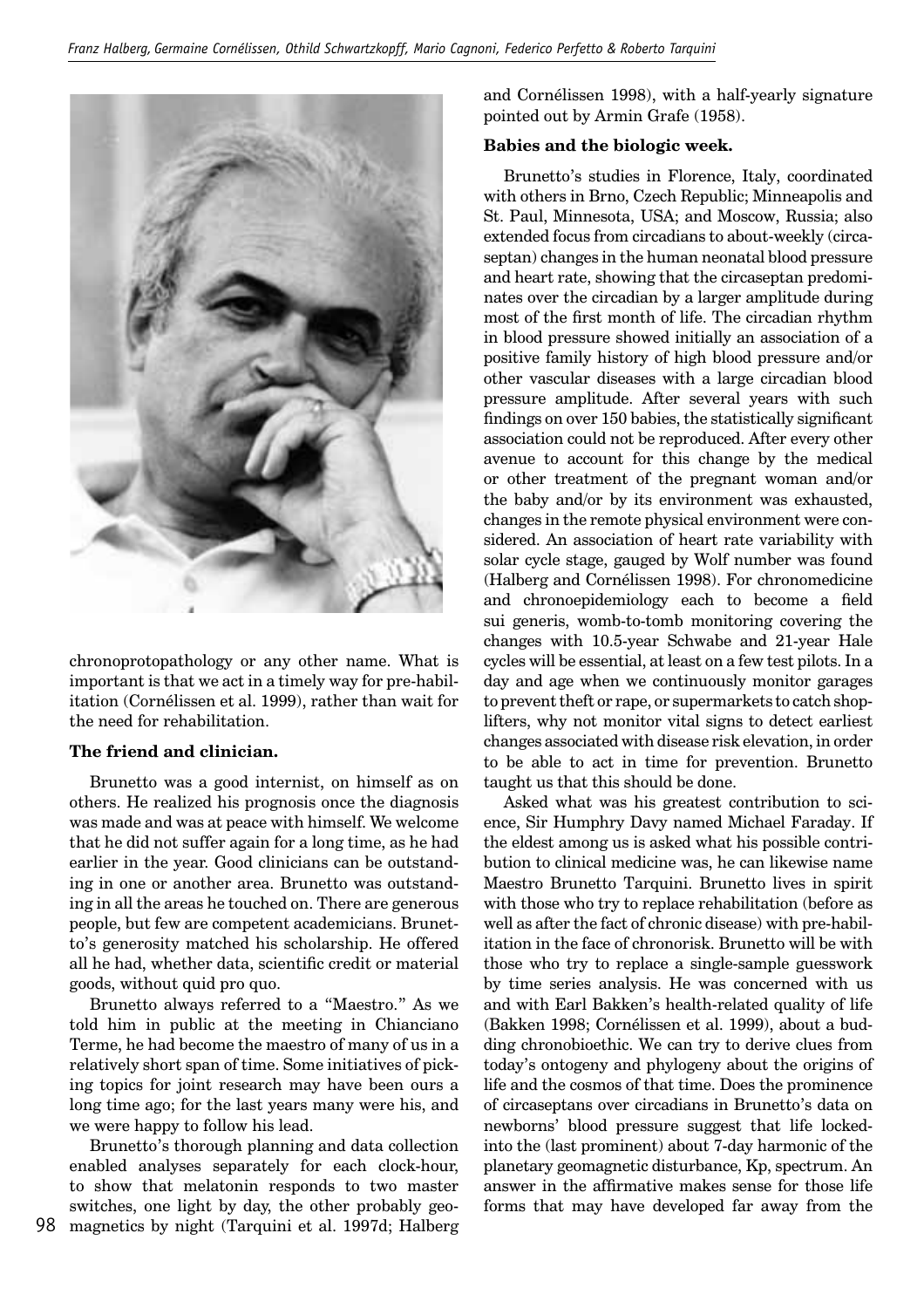chronoprotopathology or any other name. What is important is that we act in a timely way for pre-habilitation (Cornélissen et al. 1999), rather than wait for the need for rehabilitation.

**The friend and clinician.**

Brunetto was a good internist, on himself as on others. He realized his prognosis once the diagnosis was made and was at peace with himself. We welcome that he did not suffer again for a long time, as he had earlier in the year. Good clinicians can be outstanding in one or another area. Brunetto was outstanding in all the areas he touched on. There are generous people, but few are competent academicians. Brunetto's generosity matched his scholarship. He offered all he had, whether data, scientific credit or material goods, without quid pro quo.

Brunetto always referred to a "Maestro." As we told him in public at the meeting in Chianciano Terme, he had become the maestro of many of us in a relatively short span of time. Some initiatives of picking topics for joint research may have been ours a long time ago; for the last years many were his, and we were happy to follow his lead.

Brunetto's thorough planning and data collection enabled analyses separately for each clock-hour, to show that melatonin responds to two master switches, one light by day, the other probably geomagnetics by night (Tarquini et al. 1997d; Halberg and Cornélissen 1998), with a half-yearly signature pointed out by Armin Grafe (1958).

**Babies and the biologic week.**

Brunetto's studies in Florence, Italy, coordinated with others in Brno, Czech Republic; Minneapolis and St. Paul, Minnesota, USA; and Moscow, Russia; also extended focus from circadians to about-weekly (circaseptan) changes in the human neonatal blood pressure and heart rate, showing that the circaseptan predominates over the circadian by a larger amplitude during most of the first month of life. The circadian rhythm in blood pressure showed initially an association of a positive family history of high blood pressure and/or other vascular diseases with a large circadian blood pressure amplitude. After several years with such findings on over 150 babies, the statistically significant association could not be reproduced. After every other avenue to account for this change by the medical or other treatment of the pregnant woman and/or the baby and/or by its environment was exhausted, changes in the remote physical environment were considered. An association of heart rate variability with solar cycle stage, gauged by Wolf number was found (Halberg and Cornélissen 1998). For chronomedicine and chronoepidemiology each to become a field sui generis, womb-to-tomb monitoring covering the changes with 10.5-year Schwabe and 21-year Hale cycles will be essential, at least on a few test pilots. In a day and age when we continuously monitor garages to prevent theft or rape, or supermarkets to catch shoplifters, why not monitor vital signs to detect earliest changes associated with disease risk elevation, in order to be able to act in time for prevention. Brunetto taught us that this should be done.

Asked what was his greatest contribution to science, Sir Humphry Davy named Michael Faraday. If the eldest among us is asked what his possible contribution to clinical medicine was, he can likewise name Maestro Brunetto Tarquini. Brunetto lives in spirit with those who try to replace rehabilitation (before as well as after the fact of chronic disease) with pre-habilitation in the face of chronorisk. Brunetto will be with those who try to replace a single-sample guesswork by time series analysis. He was concerned with us and with Earl Bakken's health-related quality of life (Bakken 1998; Cornélissen et al. 1999), about a budding chronobioethic. We can try to derive clues from today's ontogeny and phylogeny about the origins of life and the cosmos of that time. Does the prominence of circaseptans over circadians in Brunetto's data on newborns' blood pressure suggest that life locked-into the (last prominent) about 7-day harmonic of the planetary geomagnetic disturbance, Kp, spectrum. An answer in the affirmative makes sense for those life forms that may have developed far away from the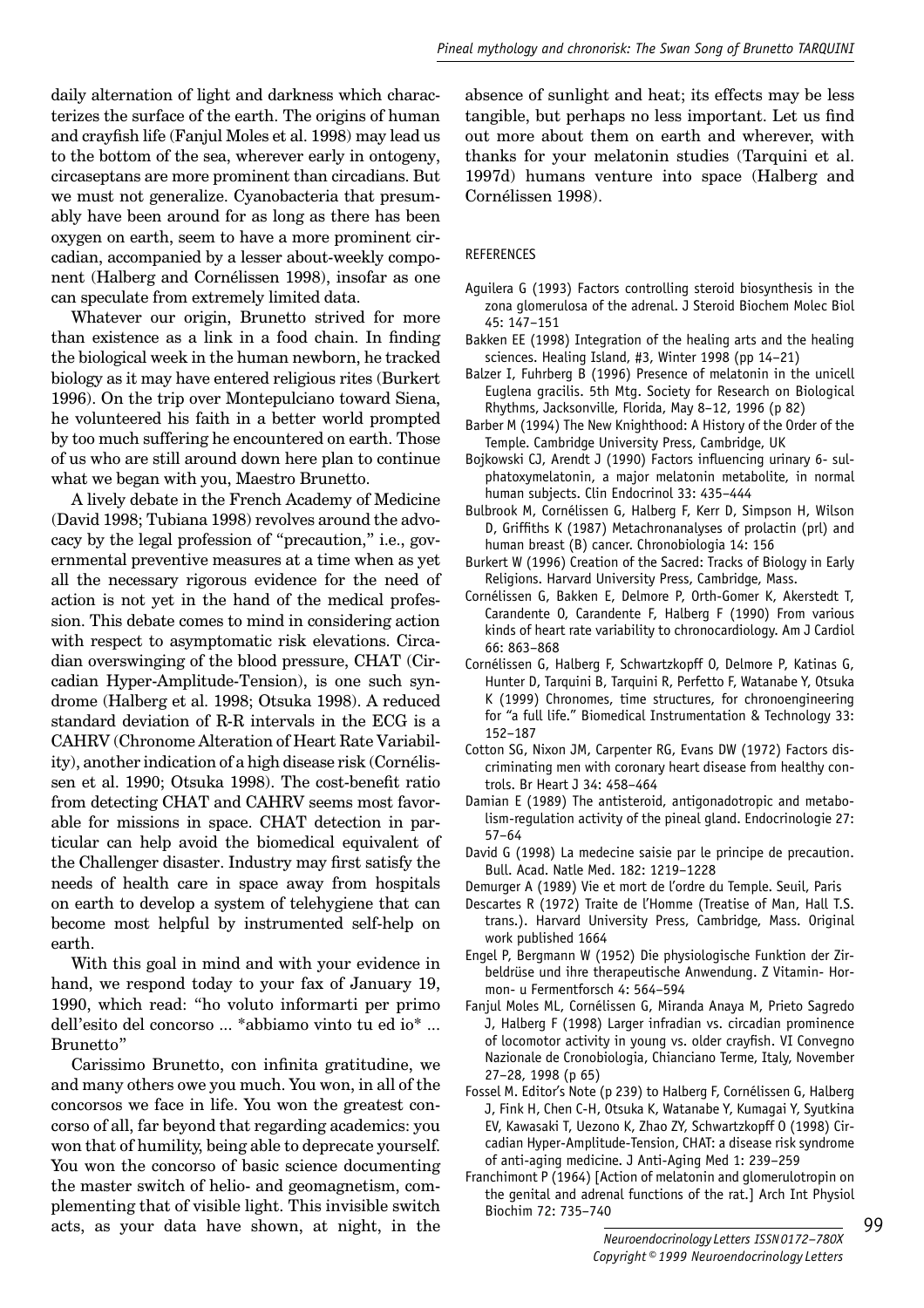daily alternation of light and darkness which characterizes the surface of the earth. The origins of human and crayfish life (Fanjul Moles et al. 1998) may lead us to the bottom of the sea, wherever early in ontogeny, circaseptans are more prominent than circadians. But we must not generalize. Cyanobacteria that presumably have been around for as long as there has been oxygen on earth, seem to have a more prominent circadian, accompanied by a lesser about-weekly component (Halberg and Cornélissen 1998), insofar as one can speculate from extremely limited data.

Whatever our origin, Brunetto strived for more than existence as a link in a food chain. In finding the biological week in the human newborn, he tracked biology as it may have entered religious rites (Burkert 1996). On the trip over Montepulciano toward Siena, he volunteered his faith in a better world prompted by too much suffering he encountered on earth. Those of us who are still around down here plan to continue what we began with you, Maestro Brunetto.

A lively debate in the French Academy of Medicine (David 1998; Tubiana 1998) revolves around the advocacy by the legal profession of "precaution," i.e., governmental preventive measures at a time when as yet all the necessary rigorous evidence for the need of action is not yet in the hand of the medical profession. This debate comes to mind in considering action with respect to asymptomatic risk elevations. Circadian overswinging of the blood pressure, CHAT (Circadian Hyper-Amplitude-Tension), is one such syndrome (Halberg et al. 1998; Otsuka 1998). A reduced standard deviation of R-R intervals in the ECG is a CAHRV (Chronome Alteration of Heart Rate Variability), another indication of a high disease risk (Cornélissen et al. 1990; Otsuka 1998). The cost-benefit ratio from detecting CHAT and CAHRV seems most favorable for missions in space. CHAT detection in particular can help avoid the biomedical equivalent of the Challenger disaster. Industry may first satisfy the needs of health care in space away from hospitals on earth to develop a system of telehygiene that can become most helpful by instrumented self-help on earth.

With this goal in mind and with your evidence in hand, we respond today to your fax of January 19, 1990, which read: "ho voluto informarti per primo dell'esito del concorso ... *abbiamo vinto tu ed io* ... Brunetto"

Carissimo Brunetto, con infinita gratitudine, we and many others owe you much. You won, in all of the concorsos we face in life. You won the greatest concorso of all, far beyond that regarding academics: you won that of humility, being able to deprecate yourself. You won the concorso of basic science documenting the master switch of helio- and geomagnetism, complementing that of visible light. This invisible switch acts, as your data have shown, at night, in the absence of sunlight and heat; its effects may be less tangible, but perhaps no less important. Let us find out more about them on earth and wherever, with thanks for your melatonin studies (Tarquini et al. 1997d) humans venture into space (Halberg and Cornélissen 1998).

## REFERENCES

- Aguilera G (1993) Factors controlling steroid biosynthesis in the zona glomerulosa of the adrenal. J Steroid Biochem Molec Biol 45: 147–151
- Bakken EE (1998) Integration of the healing arts and the healing sciences. Healing Island, #3, Winter 1998 (pp 14–21)
- Balzer I, Fuhrberg B (1996) Presence of melatonin in the unicell Euglena gracilis. 5th Mtg. Society for Research on Biological Rhythms, Jacksonville, Florida, May 8–12, 1996 (p 82)
- Barber M (1994) The New Knighthood: A History of the Order of the Temple. Cambridge University Press, Cambridge, UK
- Bojkowski CJ, Arendt J (1990) Factors influencing urinary 6- sulphatoxymelatonin, a major melatonin metabolite, in normal human subjects. Clin Endocrinol 33: 435–444
- Bulbrook M, Cornélissen G, Halberg F, Kerr D, Simpson H, Wilson D, Griffiths K (1987) Metachronanalyses of prolactin (prl) and human breast (B) cancer. Chronobiologia 14: 156
- Burkert W (1996) Creation of the Sacred: Tracks of Biology in Early Religions. Harvard University Press, Cambridge, Mass.
- Cornélissen G, Bakken E, Delmore P, Orth-Gomer K, Akerstedt T, Carandente O, Carandente F, Halberg F (1990) From various kinds of heart rate variability to chronocardiology. Am J Cardiol 66: 863–868
- Cornélissen G, Halberg F, Schwartzkopff O, Delmore P, Katinas G, Hunter D, Tarquini B, Tarquini R, Perfetto F, Watanabe Y, Otsuka K (1999) Chronomes, time structures, for chronoengineering for "a full life." Biomedical Instrumentation & Technology 33: 152–187
- Cotton SG, Nixon JM, Carpenter RG, Evans DW (1972) Factors discriminating men with coronary heart disease from healthy controls. Br Heart J 34: 458–464
- Damian E (1989) The antisteroid, antigonadotropic and metabolism-regulation activity of the pineal gland. Endocrinologie 27: 57–64
- David G (1998) La medecine saisie par le principe de precaution. Bull. Acad. Natle Med. 182: 1219–1228
- Demurger A (1989) Vie et mort de l'ordre du Temple. Seuil, Paris
- Descartes R (1972) Traite de l'Homme (Treatise of Man, Hall T.S. trans.). Harvard University Press, Cambridge, Mass. Original work published 1664
- Engel P, Bergmann W (1952) Die physiologische Funktion der Zirbeldrüse und ihre therapeutische Anwendung. Z Vitamin- Hormon- u Fermentforsch 4: 564–594
- Fanjul Moles ML, Cornélissen G, Miranda Anaya M, Prieto Sagredo J, Halberg F (1998) Larger infradian vs. circadian prominence of locomotor activity in young vs. older crayfish. VI Convegno Nazionale de Cronobiologia, Chianciano Terme, Italy, November 27–28, 1998 (p 65)
- Fossel M. Editor's Note (p 239) to Halberg F, Cornélissen G, Halberg J, Fink H, Chen C-H, Otsuka K, Watanabe Y, Kumagai Y, Syutkina EV, Kawasaki T, Uezono K, Zhao ZY, Schwartzkopff O (1998) Circadian Hyper-Amplitude-Tension, CHAT: a disease risk syndrome of anti-aging medicine. J Anti-Aging Med 1: 239–259
- Franchimont P (1964) [Action of melatonin and glomerulotropin on the genital and adrenal functions of the rat.] Arch Int Physiol Biochim 72: 735–740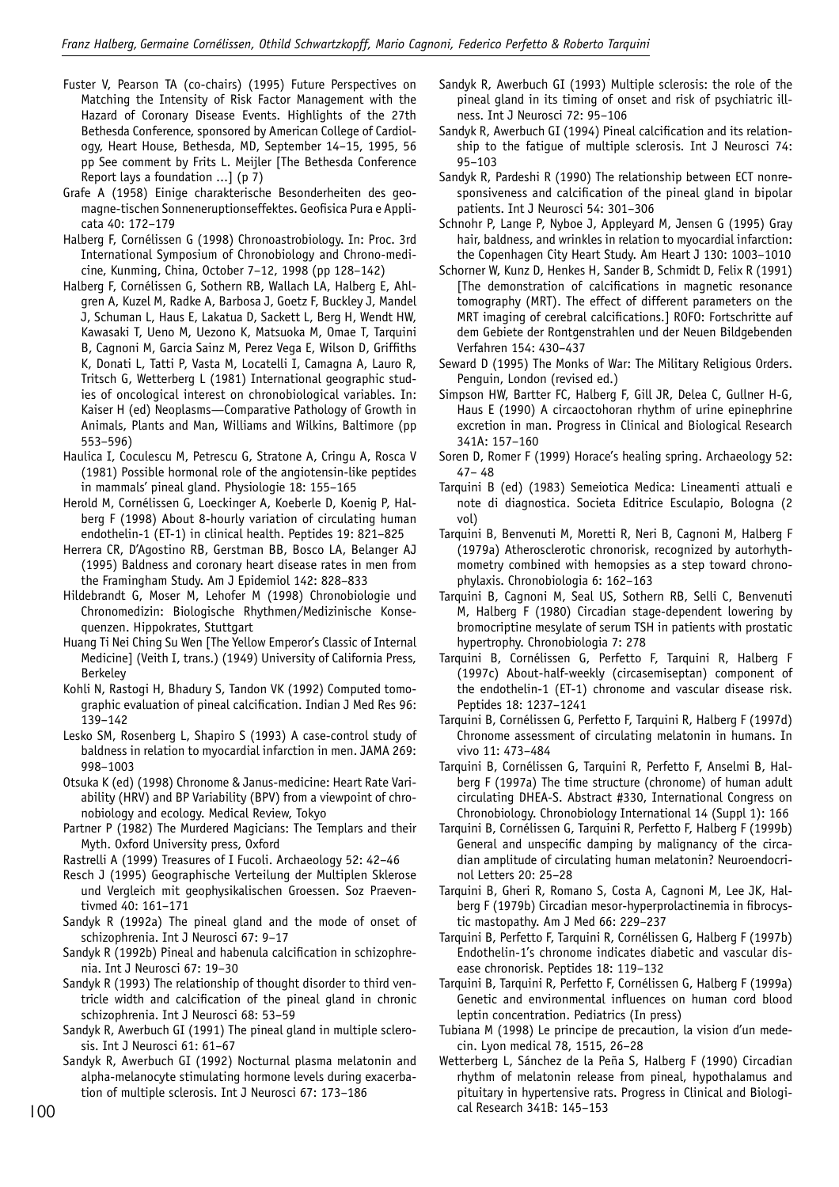Fuster V, Pearson TA (co-chairs) (1995) Future Perspectives on Matching the Intensity of Risk Factor Management with the Hazard of Coronary Disease Events. Highlights of the 27th Bethesda Conference, sponsored by American College of Cardiology, Heart House, Bethesda, MD, September 14–15, 1995, 56 pp See comment by Frits L. Meijler [The Bethesda Conference Report lays a foundation ...] (p 7)

Grafe A (1958) Einige charakterische Besonderheiten des geomagne-tischen Sonneneruptionseffektes. Geofisica Pura e Applicata 40: 172–179

Halberg F, Cornélissen G (1998) Chronoastrobiology. In: Proc. 3rd International Symposium of Chronobiology and Chrono-medicine, Kunming, China, October 7–12, 1998 (pp 128–142)

Halberg F, Cornélissen G, Sothern RB, Wallach LA, Halberg E, Ahlgren A, Kuzel M, Radke A, Barbosa J, Goetz F, Buckley J, Mandel J, Schuman L, Haus E, Lakatua D, Sackett L, Berg H, Wendt HW, Kawasaki T, Ueno M, Uezono K, Matsuoka M, Omae T, Tarquini B, Cagnoni M, Garcia Sainz M, Perez Vega E, Wilson D, Griffiths K, Donati L, Tatti P, Vasta M, Locatelli I, Camagna A, Lauro R, Tritsch G, Wetterberg L (1981) International geographic studies of oncological interest on chronobiological variables. In: Kaiser H (ed) Neoplasms—Comparative Pathology of Growth in Animals, Plants and Man, Williams and Wilkins, Baltimore (pp 553–596)

Haulica I, Coculescu M, Petrescu G, Stratone A, Cringu A, Rosca V (1981) Possible hormonal role of the angiotensin-like peptides in mammals' pineal gland. Physiologie 18: 155–165

Herold M, Cornélissen G, Loeckinger A, Koeberle D, Koenig P, Halberg F (1998) About 8-hourly variation of circulating human endothelin-1 (ET-1) in clinical health. Peptides 19: 821–825

Herrera CR, D'Agostino RB, Gerstman BB, Bosco LA, Belanger AJ (1995) Baldness and coronary heart disease rates in men from the Framingham Study. Am J Epidemiol 142: 828–833

Hildebrandt G, Moser M, Lehofer M (1998) Chronobiologie und Chronomedizin: Biologische Rhythmen/Medizinische Konsequenzen. Hippokrates, Stuttgart

Huang Ti Nei Ching Su Wen [The Yellow Emperor's Classic of Internal Medicine] (Veith I, trans.) (1949) University of California Press, Berkeley

Kohli N, Rastogi H, Bhadury S, Tandon VK (1992) Computed tomographic evaluation of pineal calcification. Indian J Med Res 96: 139–142

Lesko SM, Rosenberg L, Shapiro S (1993) A case-control study of baldness in relation to myocardial infarction in men. JAMA 269: 998–1003

Otsuka K (ed) (1998) Chronome & Janus-medicine: Heart Rate Variability (HRV) and BP Variability (BPV) from a viewpoint of chronobiology and ecology. Medical Review, Tokyo

Partner P (1982) The Murdered Magicians: The Templars and their Myth. Oxford University press, Oxford

Rastrelli A (1999) Treasures of I Fucoli. Archaeology 52: 42–46

Resch J (1995) Geographische Verteilung der Multiplen Sklerose und Vergleich mit geophysikalischen Groessen. Soz Praeventivmed 40: 161–171

Sandyk R (1992a) The pineal gland and the mode of onset of schizophrenia. Int J Neurosci 67: 9–17

Sandyk R (1992b) Pineal and habenula calcification in schizophrenia. Int J Neurosci 67: 19–30

Sandyk R (1993) The relationship of thought disorder to third ventricle width and calcification of the pineal gland in chronic schizophrenia. Int J Neurosci 68: 53–59

Sandyk R, Awerbuch GI (1991) The pineal gland in multiple sclerosis. Int J Neurosci 61: 61–67

Sandyk R, Awerbuch GI (1992) Nocturnal plasma melatonin and alpha-melanocyte stimulating hormone levels during exacerbation of multiple sclerosis. Int J Neurosci 67: 173–186

Sandyk R, Awerbuch GI (1993) Multiple sclerosis: the role of the pineal gland in its timing of onset and risk of psychiatric illness. Int J Neurosci 72: 95–106

Sandyk R, Awerbuch GI (1994) Pineal calcification and its relationship to the fatigue of multiple sclerosis. Int J Neurosci 74: 95–103

Sandyk R, Pardeshi R (1990) The relationship between ECT nonresponsiveness and calcification of the pineal gland in bipolar patients. Int J Neurosci 54: 301–306

Schnohr P, Lange P, Nyboe J, Appleyard M, Jensen G (1995) Gray hair, baldness, and wrinkles in relation to myocardial infarction: the Copenhagen City Heart Study. Am Heart J 130: 1003–1010

Schorner W, Kunz D, Henkes H, Sander B, Schmidt D, Felix R (1991) [The demonstration of calcifications in magnetic resonance tomography (MRT). The effect of different parameters on the MRT imaging of cerebral calcifications.] ROFO: Fortschritte auf dem Gebiete der Rontgenstrahlen und der Neuen Bildgebenden Verfahren 154: 430–437

Seward D (1995) The Monks of War: The Military Religious Orders. Penguin, London (revised ed.)

Simpson HW, Bartter FC, Halberg F, Gill JR, Delea C, Gullner H-G, Haus E (1990) A circaoctohoran rhythm of urine epinephrine excretion in man. Progress in Clinical and Biological Research 341A: 157–160

Soren D, Romer F (1999) Horace's healing spring. Archaeology 52: 47– 48

Tarquini B (ed) (1983) Semeiotica Medica: Lineamenti attuali e note di diagnostica. Societa Editrice Esculapio, Bologna (2 vol)

Tarquini B, Benvenuti M, Moretti R, Neri B, Cagnoni M, Halberg F (1979a) Atherosclerotic chronorisk, recognized by autorhythmometry combined with hemopsies as a step toward chronophylaxis. Chronobiologia 6: 162–163

Tarquini B, Cagnoni M, Seal US, Sothern RB, Selli C, Benvenuti M, Halberg F (1980) Circadian stage-dependent lowering by bromocriptine mesylate of serum TSH in patients with prostatic hypertrophy. Chronobiologia 7: 278

Tarquini B, Cornélissen G, Perfetto F, Tarquini R, Halberg F (1997c) About-half-weekly (circasemiseptan) component of the endothelin-1 (ET-1) chronome and vascular disease risk. Peptides 18: 1237–1241

Tarquini B, Cornélissen G, Perfetto F, Tarquini R, Halberg F (1997d) Chronome assessment of circulating melatonin in humans. In vivo 11: 473–484

Tarquini B, Cornélissen G, Tarquini R, Perfetto F, Anselmi B, Halberg F (1997a) The time structure (chronome) of human adult circulating DHEA-S. Abstract #330, International Congress on Chronobiology. Chronobiology International 14 (Suppl 1): 166

Tarquini B, Cornélissen G, Tarquini R, Perfetto F, Halberg F (1999b) General and unspecific damping by malignancy of the circadian amplitude of circulating human melatonin? Neuroendocrinol Letters 20: 25–28

Tarquini B, Gheri R, Romano S, Costa A, Cagnoni M, Lee JK, Halberg F (1979b) Circadian mesor-hyperprolactinemia in fibrocystic mastopathy. Am J Med 66: 229–237

Tarquini B, Perfetto F, Tarquini R, Cornélissen G, Halberg F (1997b) Endothelin-1's chronome indicates diabetic and vascular disease chronorisk. Peptides 18: 119–132

Tarquini B, Tarquini R, Perfetto F, Cornélissen G, Halberg F (1999a) Genetic and environmental influences on human cord blood leptin concentration. Pediatrics (In press)

Tubiana M (1998) Le principe de precaution, la vision d'un medecin. Lyon medical 78, 1515, 26–28

Wetterberg L, Sánchez de la Peña S, Halberg F (1990) Circadian rhythm of melatonin release from pineal, hypothalamus and pituitary in hypertensive rats. Progress in Clinical and Biological Research 341B: 145–153